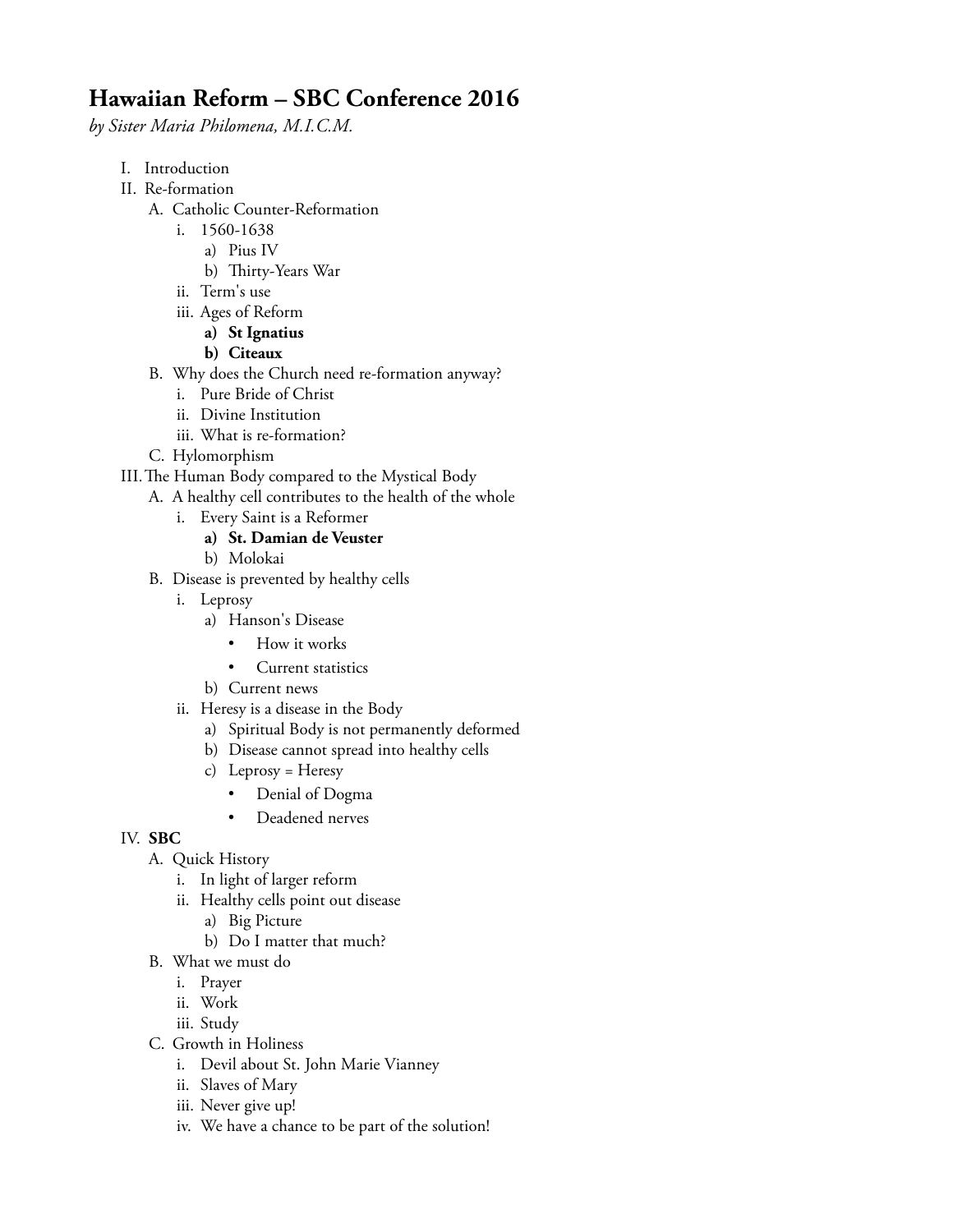# Hawaiian Reform – SBC Conference 2016

*by Sister Maria Philomena, M.I.C.M.*

- I. Introduction
- II. Re-formation
  - A. Catholic Counter-Reformation
    - i. 1560-1638
      - a) Pius IV
      - b) Thirty-Years War
    - ii. Term's use
    - iii. Ages of Reform
      - **a) St Ignatius**
      - **b) Citeaux**
  - B. Why does the Church need re-formation anyway?
    - i. Pure Bride of Christ
    - ii. Divine Institution
    - iii. What is re-formation?
  - C. Hylomorphism
- III. The Human Body compared to the Mystical Body
  - A. A healthy cell contributes to the health of the whole
    - i. Every Saint is a Reformer
      - **a) St. Damian de Veuster**
      - b) Molokai
  - B. Disease is prevented by healthy cells
    - i. Leprosy
      - a) Hanson's Disease
        - How it works
        - Current statistics
      - b) Current news
    - ii. Heresy is a disease in the Body
      - a) Spiritual Body is not permanently deformed
      - b) Disease cannot spread into healthy cells
      - c) Leprosy = Heresy
        - Denial of Dogma
        - Deadened nerves
- IV. **SBC**
  - A. Quick History
    - i. In light of larger reform
    - ii. Healthy cells point out disease
      - a) Big Picture
      - b) Do I matter that much?
  - B. What we must do
    - i. Prayer
    - ii. Work
    - iii. Study
  - C. Growth in Holiness
    - i. Devil about St. John Marie Vianney
    - ii. Slaves of Mary
    - iii. Never give up!
    - iv. We have a chance to be part of the solution!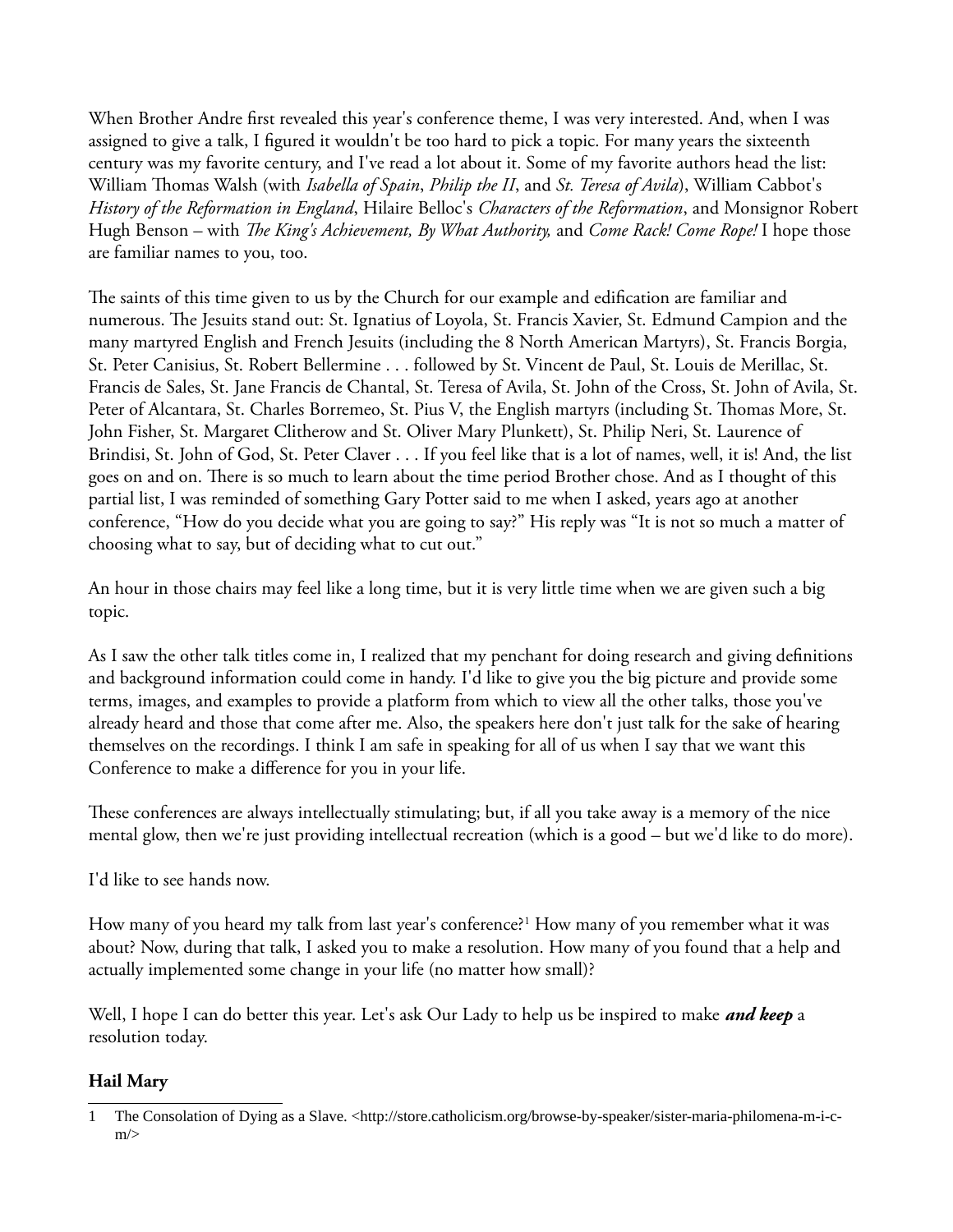When Brother Andre first revealed this year's conference theme, I was very interested. And, when I was assigned to give a talk, I figured it wouldn't be too hard to pick a topic. For many years the sixteenth century was my favorite century, and I've read a lot about it. Some of my favorite authors head the list: William Thomas Walsh (with *Isabella of Spain*, *Philip the II*, and *St. Teresa of Avila*), William Cabbot's *History of the Reformation in England*, Hilaire Belloc's *Characters of the Reformation*, and Monsignor Robert Hugh Benson – with *The King's Achievement, By What Authority,* and *Come Rack! Come Rope!* I hope those are familiar names to you, too.

The saints of this time given to us by the Church for our example and edification are familiar and numerous. The Jesuits stand out: St. Ignatius of Loyola, St. Francis Xavier, St. Edmund Campion and the many martyred English and French Jesuits (including the 8 North American Martyrs), St. Francis Borgia, St. Peter Canisius, St. Robert Bellermine . . . followed by St. Vincent de Paul, St. Louis de Merillac, St. Francis de Sales, St. Jane Francis de Chantal, St. Teresa of Avila, St. John of the Cross, St. John of Avila, St. Peter of Alcantara, St. Charles Borremeo, St. Pius V, the English martyrs (including St. Thomas More, St. John Fisher, St. Margaret Clitherow and St. Oliver Mary Plunkett), St. Philip Neri, St. Laurence of Brindisi, St. John of God, St. Peter Claver . . . If you feel like that is a lot of names, well, it is! And, the list goes on and on. There is so much to learn about the time period Brother chose. And as I thought of this partial list, I was reminded of something Gary Potter said to me when I asked, years ago at another conference, "How do you decide what you are going to say?" His reply was "It is not so much a matter of choosing what to say, but of deciding what to cut out."

An hour in those chairs may feel like a long time, but it is very little time when we are given such a big topic.

As I saw the other talk titles come in, I realized that my penchant for doing research and giving definitions and background information could come in handy. I'd like to give you the big picture and provide some terms, images, and examples to provide a platform from which to view all the other talks, those you've already heard and those that come after me. Also, the speakers here don't just talk for the sake of hearing themselves on the recordings. I think I am safe in speaking for all of us when I say that we want this Conference to make a difference for you in your life.

These conferences are always intellectually stimulating; but, if all you take away is a memory of the nice mental glow, then we're just providing intellectual recreation (which is a good – but we'd like to do more).

I'd like to see hands now.

How many of you heard my talk from last year's conference?[1] How many of you remember what it was about? Now, during that talk, I asked you to make a resolution. How many of you found that a help and actually implemented some change in your life (no matter how small)?

Well, I hope I can do better this year. Let's ask Our Lady to help us be inspired to make ***and keep*** a resolution today.

**Hail Mary**

---

1 The Consolation of Dying as a Slave. <http://store.catholicism.org/browse-by-speaker/sister-maria-philomena-m-i-c-m/>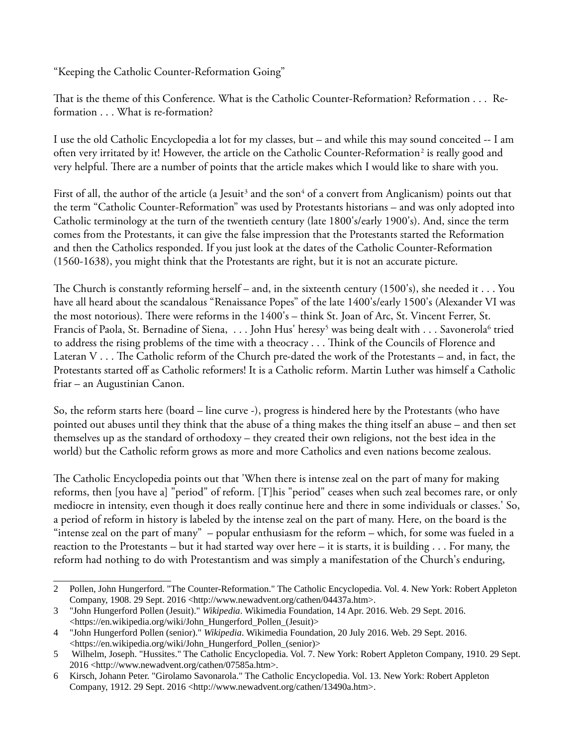“Keeping the Catholic Counter-Reformation Going”

That is the theme of this Conference. What is the Catholic Counter-Reformation? Reformation . . . Re-formation . . . What is re-formation?

I use the old Catholic Encyclopedia a lot for my classes, but – and while this may sound conceited -- I am often very irritated by it! However, the article on the Catholic Counter-Reformation[2] is really good and very helpful. There are a number of points that the article makes which I would like to share with you.

First of all, the author of the article (a Jesuit[3] and the son[4] of a convert from Anglicanism) points out that the term “Catholic Counter-Reformation” was used by Protestants historians – and was only adopted into Catholic terminology at the turn of the twentieth century (late 1800's/early 1900's). And, since the term comes from the Protestants, it can give the false impression that the Protestants started the Reformation and then the Catholics responded. If you just look at the dates of the Catholic Counter-Reformation (1560-1638), you might think that the Protestants are right, but it is not an accurate picture.

The Church is constantly reforming herself – and, in the sixteenth century (1500's), she needed it . . . You have all heard about the scandalous “Renaissance Popes” of the late 1400's/early 1500's (Alexander VI was the most notorious). There were reforms in the 1400's – think St. Joan of Arc, St. Vincent Ferrer, St. Francis of Paola, St. Bernadine of Siena, . . . John Hus' heresy[5] was being dealt with . . . Savonerola[6] tried to address the rising problems of the time with a theocracy . . . Think of the Councils of Florence and Lateran V . . . The Catholic reform of the Church pre-dated the work of the Protestants – and, in fact, the Protestants started off as Catholic reformers! It is a Catholic reform. Martin Luther was himself a Catholic friar – an Augustinian Canon.

So, the reform starts here (board – line curve -), progress is hindered here by the Protestants (who have pointed out abuses until they think that the abuse of a thing makes the thing itself an abuse – and then set themselves up as the standard of orthodoxy – they created their own religions, not the best idea in the world) but the Catholic reform grows as more and more Catholics and even nations become zealous.

The Catholic Encyclopedia points out that 'When there is intense zeal on the part of many for making reforms, then [you have a] "period" of reform. [T]his "period" ceases when such zeal becomes rare, or only mediocre in intensity, even though it does really continue here and there in some individuals or classes.' So, a period of reform in history is labeled by the intense zeal on the part of many. Here, on the board is the “intense zeal on the part of many” – popular enthusiasm for the reform – which, for some was fueled in a reaction to the Protestants – but it had started way over here – it is starts, it is building . . . For many, the reform had nothing to do with Protestantism and was simply a manifestation of the Church's enduring,

---

2 Pollen, John Hungerford. "The Counter-Reformation." The Catholic Encyclopedia. Vol. 4. New York: Robert Appleton Company, 1908. 29 Sept. 2016 <http://www.newadvent.org/cathen/04437a.htm>.

3 "John Hungerford Pollen (Jesuit)." *Wikipedia*. Wikimedia Foundation, 14 Apr. 2016. Web. 29 Sept. 2016. <https://en.wikipedia.org/wiki/John_Hungerford_Pollen_(Jesuit)>

4 "John Hungerford Pollen (senior)." *Wikipedia*. Wikimedia Foundation, 20 July 2016. Web. 29 Sept. 2016. <https://en.wikipedia.org/wiki/John_Hungerford_Pollen_(senior)>

5 Wilhelm, Joseph. "Hussites." The Catholic Encyclopedia. Vol. 7. New York: Robert Appleton Company, 1910. 29 Sept. 2016 <http://www.newadvent.org/cathen/07585a.htm>.

6 Kirsch, Johann Peter. "Girolamo Savonarola." The Catholic Encyclopedia. Vol. 13. New York: Robert Appleton Company, 1912. 29 Sept. 2016 <http://www.newadvent.org/cathen/13490a.htm>.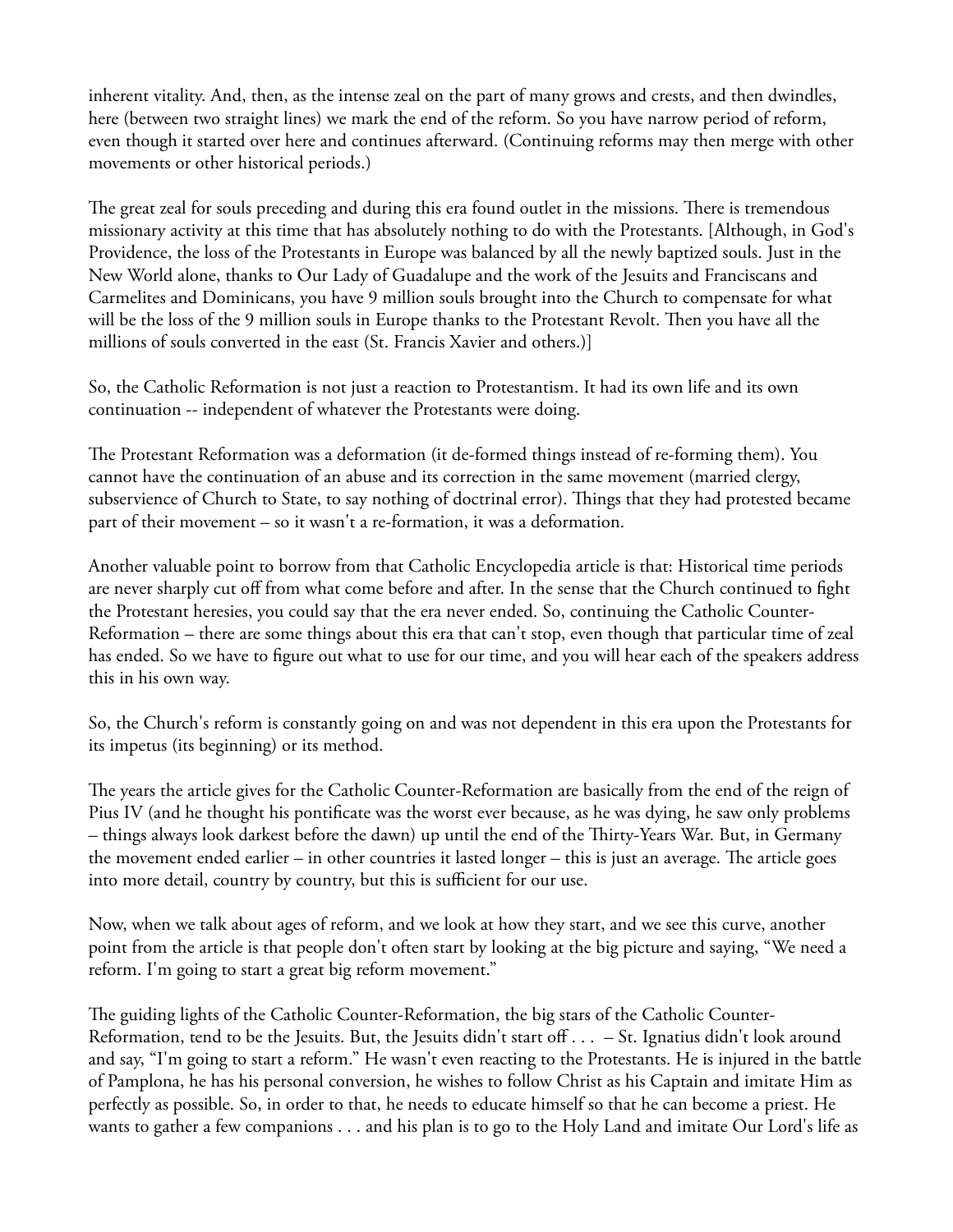inherent vitality. And, then, as the intense zeal on the part of many grows and crests, and then dwindles, here (between two straight lines) we mark the end of the reform. So you have narrow period of reform, even though it started over here and continues afterward. (Continuing reforms may then merge with other movements or other historical periods.)

The great zeal for souls preceding and during this era found outlet in the missions. There is tremendous missionary activity at this time that has absolutely nothing to do with the Protestants. [Although, in God's Providence, the loss of the Protestants in Europe was balanced by all the newly baptized souls. Just in the New World alone, thanks to Our Lady of Guadalupe and the work of the Jesuits and Franciscans and Carmelites and Dominicans, you have 9 million souls brought into the Church to compensate for what will be the loss of the 9 million souls in Europe thanks to the Protestant Revolt. Then you have all the millions of souls converted in the east (St. Francis Xavier and others.)]

So, the Catholic Reformation is not just a reaction to Protestantism. It had its own life and its own continuation -- independent of whatever the Protestants were doing.

The Protestant Reformation was a deformation (it de-formed things instead of re-forming them). You cannot have the continuation of an abuse and its correction in the same movement (married clergy, subservience of Church to State, to say nothing of doctrinal error). Things that they had protested became part of their movement – so it wasn't a re-formation, it was a deformation.

Another valuable point to borrow from that Catholic Encyclopedia article is that: Historical time periods are never sharply cut off from what come before and after. In the sense that the Church continued to fight the Protestant heresies, you could say that the era never ended. So, continuing the Catholic Counter-Reformation – there are some things about this era that can't stop, even though that particular time of zeal has ended. So we have to figure out what to use for our time, and you will hear each of the speakers address this in his own way.

So, the Church's reform is constantly going on and was not dependent in this era upon the Protestants for its impetus (its beginning) or its method.

The years the article gives for the Catholic Counter-Reformation are basically from the end of the reign of Pius IV (and he thought his pontificate was the worst ever because, as he was dying, he saw only problems – things always look darkest before the dawn) up until the end of the Thirty-Years War. But, in Germany the movement ended earlier – in other countries it lasted longer – this is just an average. The article goes into more detail, country by country, but this is sufficient for our use.

Now, when we talk about ages of reform, and we look at how they start, and we see this curve, another point from the article is that people don't often start by looking at the big picture and saying, "We need a reform. I'm going to start a great big reform movement."

The guiding lights of the Catholic Counter-Reformation, the big stars of the Catholic Counter-Reformation, tend to be the Jesuits. But, the Jesuits didn't start off . . . – St. Ignatius didn't look around and say, "I'm going to start a reform." He wasn't even reacting to the Protestants. He is injured in the battle of Pamplona, he has his personal conversion, he wishes to follow Christ as his Captain and imitate Him as perfectly as possible. So, in order to that, he needs to educate himself so that he can become a priest. He wants to gather a few companions . . . and his plan is to go to the Holy Land and imitate Our Lord's life as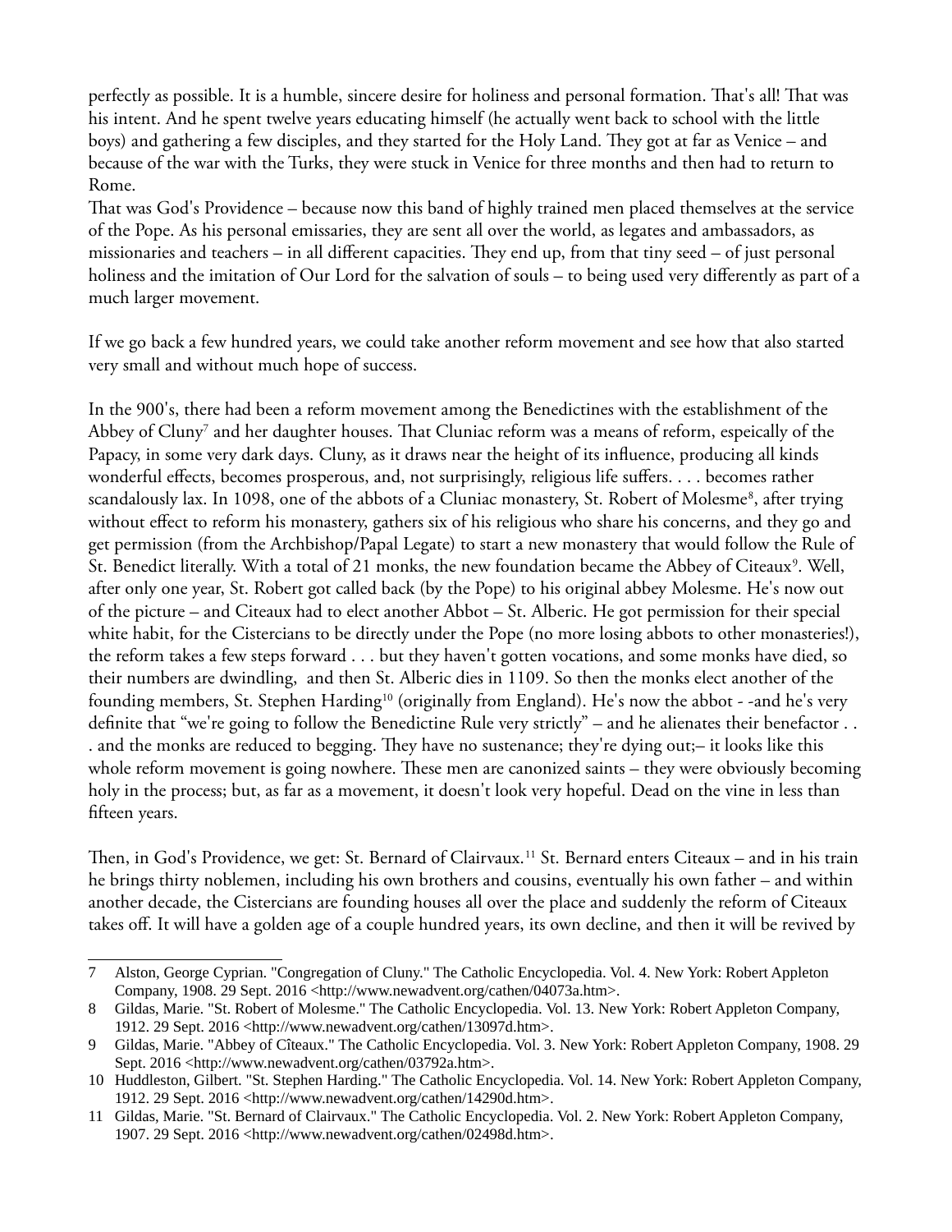perfectly as possible. It is a humble, sincere desire for holiness and personal formation. That's all! That was his intent. And he spent twelve years educating himself (he actually went back to school with the little boys) and gathering a few disciples, and they started for the Holy Land. They got at far as Venice – and because of the war with the Turks, they were stuck in Venice for three months and then had to return to Rome.

That was God's Providence – because now this band of highly trained men placed themselves at the service of the Pope. As his personal emissaries, they are sent all over the world, as legates and ambassadors, as missionaries and teachers – in all different capacities. They end up, from that tiny seed – of just personal holiness and the imitation of Our Lord for the salvation of souls – to being used very differently as part of a much larger movement.

If we go back a few hundred years, we could take another reform movement and see how that also started very small and without much hope of success.

In the 900's, there had been a reform movement among the Benedictines with the establishment of the Abbey of Cluny[7] and her daughter houses. That Cluniac reform was a means of reform, espeically of the Papacy, in some very dark days. Cluny, as it draws near the height of its influence, producing all kinds wonderful effects, becomes prosperous, and, not surprisingly, religious life suffers. . . . becomes rather scandalously lax. In 1098, one of the abbots of a Cluniac monastery, St. Robert of Molesme[8], after trying without effect to reform his monastery, gathers six of his religious who share his concerns, and they go and get permission (from the Archbishop/Papal Legate) to start a new monastery that would follow the Rule of St. Benedict literally. With a total of 21 monks, the new foundation became the Abbey of Citeaux[9]. Well, after only one year, St. Robert got called back (by the Pope) to his original abbey Molesme. He's now out of the picture – and Citeaux had to elect another Abbot – St. Alberic. He got permission for their special white habit, for the Cistercians to be directly under the Pope (no more losing abbots to other monasteries!), the reform takes a few steps forward . . . but they haven't gotten vocations, and some monks have died, so their numbers are dwindling, and then St. Alberic dies in 1109. So then the monks elect another of the founding members, St. Stephen Harding[10] (originally from England). He's now the abbot - -and he's very definite that "we're going to follow the Benedictine Rule very strictly" – and he alienates their benefactor . . . and the monks are reduced to begging. They have no sustenance; they're dying out;– it looks like this whole reform movement is going nowhere. These men are canonized saints – they were obviously becoming holy in the process; but, as far as a movement, it doesn't look very hopeful. Dead on the vine in less than fifteen years.

Then, in God's Providence, we get: St. Bernard of Clairvaux.[11] St. Bernard enters Citeaux – and in his train he brings thirty noblemen, including his own brothers and cousins, eventually his own father – and within another decade, the Cistercians are founding houses all over the place and suddenly the reform of Citeaux takes off. It will have a golden age of a couple hundred years, its own decline, and then it will be revived by

---

7 Alston, George Cyprian. "Congregation of Cluny." The Catholic Encyclopedia. Vol. 4. New York: Robert Appleton Company, 1908. 29 Sept. 2016 <http://www.newadvent.org/cathen/04073a.htm>.

8 Gildas, Marie. "St. Robert of Molesme." The Catholic Encyclopedia. Vol. 13. New York: Robert Appleton Company, 1912. 29 Sept. 2016 <http://www.newadvent.org/cathen/13097d.htm>.

9 Gildas, Marie. "Abbey of Cîteaux." The Catholic Encyclopedia. Vol. 3. New York: Robert Appleton Company, 1908. 29 Sept. 2016 <http://www.newadvent.org/cathen/03792a.htm>.

10 Huddleston, Gilbert. "St. Stephen Harding." The Catholic Encyclopedia. Vol. 14. New York: Robert Appleton Company, 1912. 29 Sept. 2016 <http://www.newadvent.org/cathen/14290d.htm>.

11 Gildas, Marie. "St. Bernard of Clairvaux." The Catholic Encyclopedia. Vol. 2. New York: Robert Appleton Company, 1907. 29 Sept. 2016 <http://www.newadvent.org/cathen/02498d.htm>.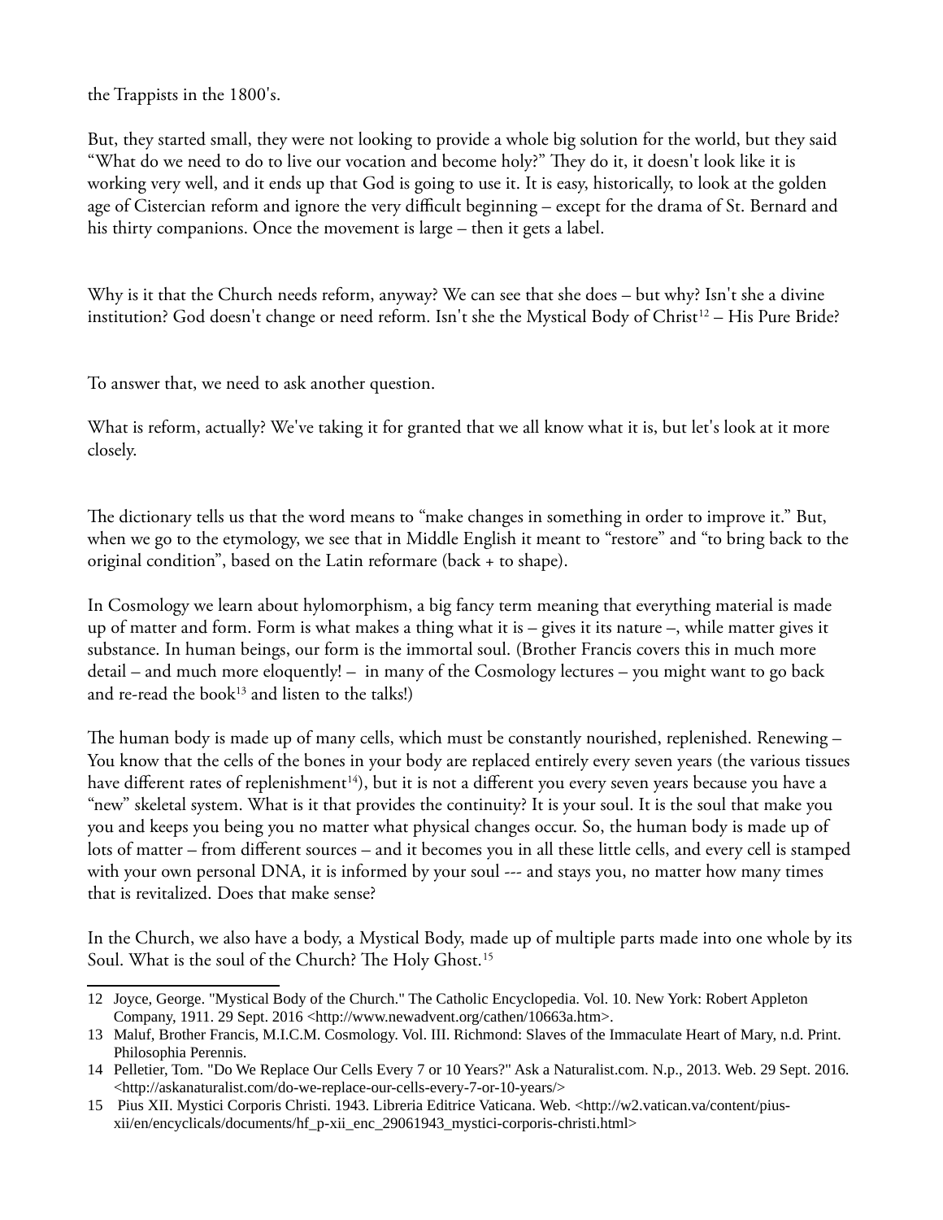the Trappists in the 1800's.

But, they started small, they were not looking to provide a whole big solution for the world, but they said "What do we need to do to live our vocation and become holy?" They do it, it doesn't look like it is working very well, and it ends up that God is going to use it. It is easy, historically, to look at the golden age of Cistercian reform and ignore the very difficult beginning – except for the drama of St. Bernard and his thirty companions. Once the movement is large – then it gets a label.

Why is it that the Church needs reform, anyway? We can see that she does – but why? Isn't she a divine institution? God doesn't change or need reform. Isn't she the Mystical Body of Christ[12] – His Pure Bride?

To answer that, we need to ask another question.

What is reform, actually? We've taking it for granted that we all know what it is, but let's look at it more closely.

The dictionary tells us that the word means to "make changes in something in order to improve it." But, when we go to the etymology, we see that in Middle English it meant to "restore" and "to bring back to the original condition", based on the Latin reformare (back + to shape).

In Cosmology we learn about hylomorphism, a big fancy term meaning that everything material is made up of matter and form. Form is what makes a thing what it is – gives it its nature –, while matter gives it substance. In human beings, our form is the immortal soul. (Brother Francis covers this in much more detail – and much more eloquently! – in many of the Cosmology lectures – you might want to go back and re-read the book[13] and listen to the talks!)

The human body is made up of many cells, which must be constantly nourished, replenished. Renewing – You know that the cells of the bones in your body are replaced entirely every seven years (the various tissues have different rates of replenishment[14]), but it is not a different you every seven years because you have a "new" skeletal system. What is it that provides the continuity? It is your soul. It is the soul that make you you and keeps you being you no matter what physical changes occur. So, the human body is made up of lots of matter – from different sources – and it becomes you in all these little cells, and every cell is stamped with your own personal DNA, it is informed by your soul --- and stays you, no matter how many times that is revitalized. Does that make sense?

In the Church, we also have a body, a Mystical Body, made up of multiple parts made into one whole by its Soul. What is the soul of the Church? The Holy Ghost.[15]

---

12 Joyce, George. "Mystical Body of the Church." The Catholic Encyclopedia. Vol. 10. New York: Robert Appleton Company, 1911. 29 Sept. 2016 <http://www.newadvent.org/cathen/10663a.htm>.

13 Maluf, Brother Francis, M.I.C.M. Cosmology. Vol. III. Richmond: Slaves of the Immaculate Heart of Mary, n.d. Print. Philosophia Perennis.

14 Pelletier, Tom. "Do We Replace Our Cells Every 7 or 10 Years?" Ask a Naturalist.com. N.p., 2013. Web. 29 Sept. 2016. <http://askanaturalist.com/do-we-replace-our-cells-every-7-or-10-years/>

15 Pius XII. Mystici Corporis Christi. 1943. Libreria Editrice Vaticana. Web. <http://w2.vatican.va/content/pius-xii/en/encyclicals/documents/hf_p-xii_enc_29061943_mystici-corporis-christi.html>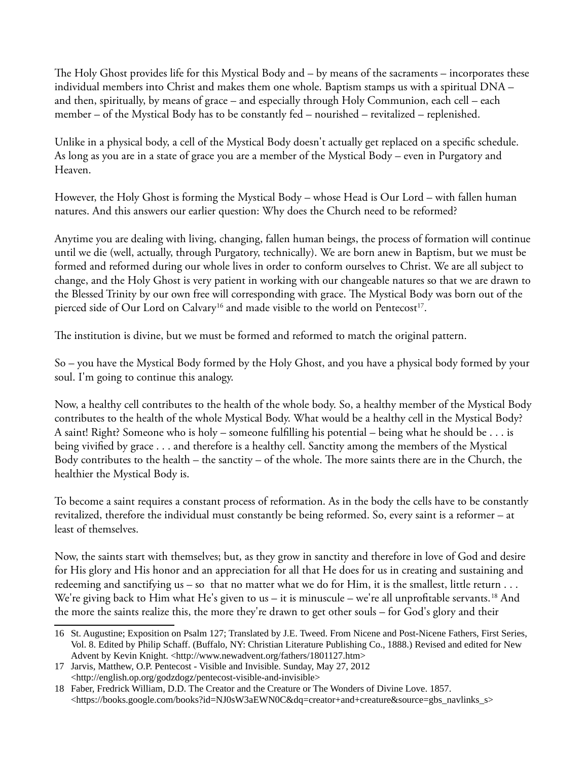The Holy Ghost provides life for this Mystical Body and – by means of the sacraments – incorporates these individual members into Christ and makes them one whole. Baptism stamps us with a spiritual DNA – and then, spiritually, by means of grace – and especially through Holy Communion, each cell – each member – of the Mystical Body has to be constantly fed – nourished – revitalized – replenished.

Unlike in a physical body, a cell of the Mystical Body doesn't actually get replaced on a specific schedule. As long as you are in a state of grace you are a member of the Mystical Body – even in Purgatory and Heaven.

However, the Holy Ghost is forming the Mystical Body – whose Head is Our Lord – with fallen human natures. And this answers our earlier question: Why does the Church need to be reformed?

Anytime you are dealing with living, changing, fallen human beings, the process of formation will continue until we die (well, actually, through Purgatory, technically). We are born anew in Baptism, but we must be formed and reformed during our whole lives in order to conform ourselves to Christ. We are all subject to change, and the Holy Ghost is very patient in working with our changeable natures so that we are drawn to the Blessed Trinity by our own free will corresponding with grace. The Mystical Body was born out of the pierced side of Our Lord on Calvary[16] and made visible to the world on Pentecost[17].

The institution is divine, but we must be formed and reformed to match the original pattern.

So – you have the Mystical Body formed by the Holy Ghost, and you have a physical body formed by your soul. I'm going to continue this analogy.

Now, a healthy cell contributes to the health of the whole body. So, a healthy member of the Mystical Body contributes to the health of the whole Mystical Body. What would be a healthy cell in the Mystical Body? A saint! Right? Someone who is holy – someone fulfilling his potential – being what he should be . . . is being vivified by grace . . . and therefore is a healthy cell. Sanctity among the members of the Mystical Body contributes to the health – the sanctity – of the whole. The more saints there are in the Church, the healthier the Mystical Body is.

To become a saint requires a constant process of reformation. As in the body the cells have to be constantly revitalized, therefore the individual must constantly be being reformed. So, every saint is a reformer – at least of themselves.

Now, the saints start with themselves; but, as they grow in sanctity and therefore in love of God and desire for His glory and His honor and an appreciation for all that He does for us in creating and sustaining and redeeming and sanctifying us – so that no matter what we do for Him, it is the smallest, little return . . . We're giving back to Him what He's given to us – it is minuscule – we're all unprofitable servants.[18] And the more the saints realize this, the more they're drawn to get other souls – for God's glory and their

---

16 St. Augustine; Exposition on Psalm 127; Translated by J.E. Tweed. From Nicene and Post-Nicene Fathers, First Series, Vol. 8. Edited by Philip Schaff. (Buffalo, NY: Christian Literature Publishing Co., 1888.) Revised and edited for New Advent by Kevin Knight. <http://www.newadvent.org/fathers/1801127.htm>

17 Jarvis, Matthew, O.P. Pentecost - Visible and Invisible. Sunday, May 27, 2012 <http://english.op.org/godzdogz/pentecost-visible-and-invisible>

18 Faber, Fredrick William, D.D. The Creator and the Creature or The Wonders of Divine Love. 1857. <https://books.google.com/books?id=NJ0sW3aEWN0C&dq=creator+and+creature&source=gbs_navlinks_s>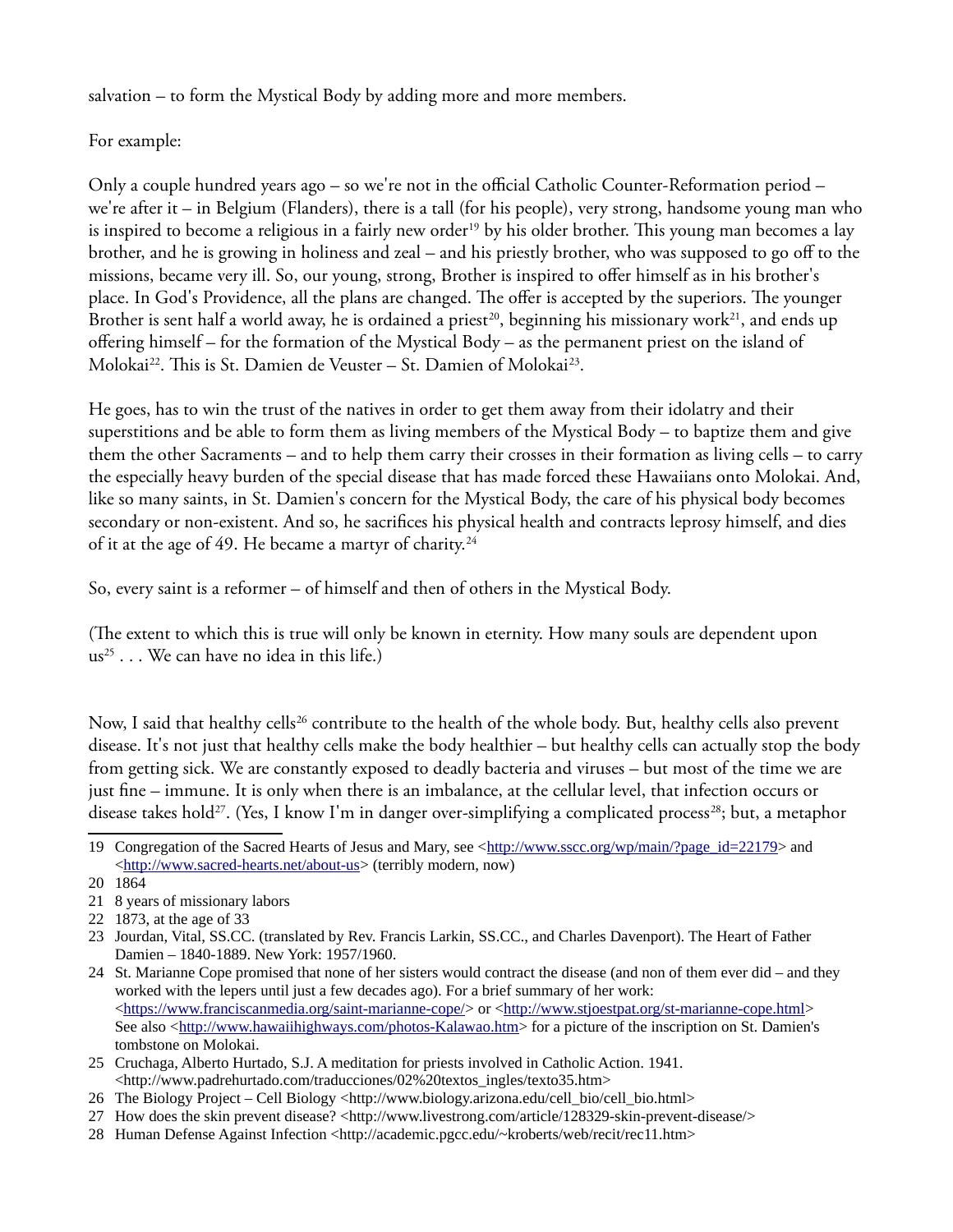salvation – to form the Mystical Body by adding more and more members.

For example:

Only a couple hundred years ago – so we're not in the official Catholic Counter-Reformation period – we're after it – in Belgium (Flanders), there is a tall (for his people), very strong, handsome young man who is inspired to become a religious in a fairly new order[19] by his older brother. This young man becomes a lay brother, and he is growing in holiness and zeal – and his priestly brother, who was supposed to go off to the missions, became very ill. So, our young, strong, Brother is inspired to offer himself as in his brother's place. In God's Providence, all the plans are changed. The offer is accepted by the superiors. The younger Brother is sent half a world away, he is ordained a priest[20], beginning his missionary work[21], and ends up offering himself – for the formation of the Mystical Body – as the permanent priest on the island of Molokai[22]. This is St. Damien de Veuster – St. Damien of Molokai[23].

He goes, has to win the trust of the natives in order to get them away from their idolatry and their superstitions and be able to form them as living members of the Mystical Body – to baptize them and give them the other Sacraments – and to help them carry their crosses in their formation as living cells – to carry the especially heavy burden of the special disease that has made forced these Hawaiians onto Molokai. And, like so many saints, in St. Damien's concern for the Mystical Body, the care of his physical body becomes secondary or non-existent. And so, he sacrifices his physical health and contracts leprosy himself, and dies of it at the age of 49. He became a martyr of charity.[24]

So, every saint is a reformer – of himself and then of others in the Mystical Body.

(The extent to which this is true will only be known in eternity. How many souls are dependent upon us[25] . . . We can have no idea in this life.)

Now, I said that healthy cells[26] contribute to the health of the whole body. But, healthy cells also prevent disease. It's not just that healthy cells make the body healthier – but healthy cells can actually stop the body from getting sick. We are constantly exposed to deadly bacteria and viruses – but most of the time we are just fine – immune. It is only when there is an imbalance, at the cellular level, that infection occurs or disease takes hold[27]. (Yes, I know I'm in danger over-simplifying a complicated process[28]; but, a metaphor

---

19 Congregation of the Sacred Hearts of Jesus and Mary, see <http://www.sscc.org/wp/main/?page_id=22179> and <http://www.sacred-hearts.net/about-us> (terribly modern, now)

20 1864

21 8 years of missionary labors

22 1873, at the age of 33

23 Jourdan, Vital, SS.CC. (translated by Rev. Francis Larkin, SS.CC., and Charles Davenport). The Heart of Father Damien – 1840-1889. New York: 1957/1960.

24 St. Marianne Cope promised that none of her sisters would contract the disease (and non of them ever did – and they worked with the lepers until just a few decades ago). For a brief summary of her work: <https://www.franciscanmedia.org/saint-marianne-cope/> or <http://www.stjoestpat.org/st-marianne-cope.html> See also <http://www.hawaiihighways.com/photos-Kalawao.htm> for a picture of the inscription on St. Damien's tombstone on Molokai.

25 Cruchaga, Alberto Hurtado, S.J. A meditation for priests involved in Catholic Action. 1941. <http://www.padrehurtado.com/traducciones/02%20textos_ingles/texto35.htm>

26 The Biology Project – Cell Biology <http://www.biology.arizona.edu/cell_bio/cell_bio.html>

27 How does the skin prevent disease? <http://www.livestrong.com/article/128329-skin-prevent-disease/>

28 Human Defense Against Infection <http://academic.pgcc.edu/~kroberts/web/recit/rec11.htm>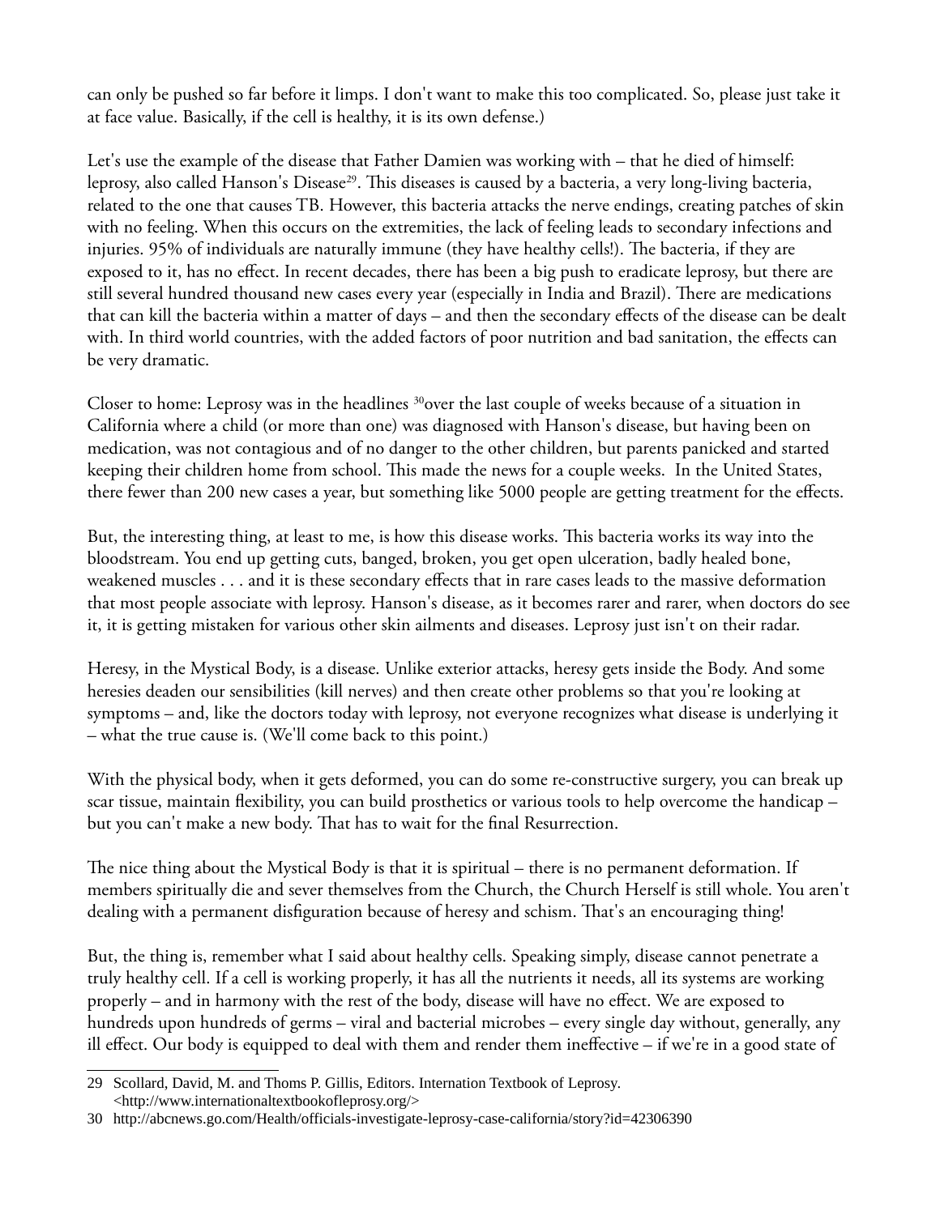can only be pushed so far before it limps. I don't want to make this too complicated. So, please just take it at face value. Basically, if the cell is healthy, it is its own defense.)

Let's use the example of the disease that Father Damien was working with – that he died of himself: leprosy, also called Hanson's Disease[29]. This diseases is caused by a bacteria, a very long-living bacteria, related to the one that causes TB. However, this bacteria attacks the nerve endings, creating patches of skin with no feeling. When this occurs on the extremities, the lack of feeling leads to secondary infections and injuries. 95% of individuals are naturally immune (they have healthy cells!). The bacteria, if they are exposed to it, has no effect. In recent decades, there has been a big push to eradicate leprosy, but there are still several hundred thousand new cases every year (especially in India and Brazil). There are medications that can kill the bacteria within a matter of days – and then the secondary effects of the disease can be dealt with. In third world countries, with the added factors of poor nutrition and bad sanitation, the effects can be very dramatic.

Closer to home: Leprosy was in the headlines [30]over the last couple of weeks because of a situation in California where a child (or more than one) was diagnosed with Hanson's disease, but having been on medication, was not contagious and of no danger to the other children, but parents panicked and started keeping their children home from school. This made the news for a couple weeks. In the United States, there fewer than 200 new cases a year, but something like 5000 people are getting treatment for the effects.

But, the interesting thing, at least to me, is how this disease works. This bacteria works its way into the bloodstream. You end up getting cuts, banged, broken, you get open ulceration, badly healed bone, weakened muscles . . . and it is these secondary effects that in rare cases leads to the massive deformation that most people associate with leprosy. Hanson's disease, as it becomes rarer and rarer, when doctors do see it, it is getting mistaken for various other skin ailments and diseases. Leprosy just isn't on their radar.

Heresy, in the Mystical Body, is a disease. Unlike exterior attacks, heresy gets inside the Body. And some heresies deaden our sensibilities (kill nerves) and then create other problems so that you're looking at symptoms – and, like the doctors today with leprosy, not everyone recognizes what disease is underlying it – what the true cause is. (We'll come back to this point.)

With the physical body, when it gets deformed, you can do some re-constructive surgery, you can break up scar tissue, maintain flexibility, you can build prosthetics or various tools to help overcome the handicap – but you can't make a new body. That has to wait for the final Resurrection.

The nice thing about the Mystical Body is that it is spiritual – there is no permanent deformation. If members spiritually die and sever themselves from the Church, the Church Herself is still whole. You aren't dealing with a permanent disfiguration because of heresy and schism. That's an encouraging thing!

But, the thing is, remember what I said about healthy cells. Speaking simply, disease cannot penetrate a truly healthy cell. If a cell is working properly, it has all the nutrients it needs, all its systems are working properly – and in harmony with the rest of the body, disease will have no effect. We are exposed to hundreds upon hundreds of germs – viral and bacterial microbes – every single day without, generally, any ill effect. Our body is equipped to deal with them and render them ineffective – if we're in a good state of

---

29 Scollard, David, M. and Thoms P. Gillis, Editors. Internation Textbook of Leprosy. <http://www.internationaltextbookofleprosy.org/>

30 http://abcnews.go.com/Health/officials-investigate-leprosy-case-california/story?id=42306390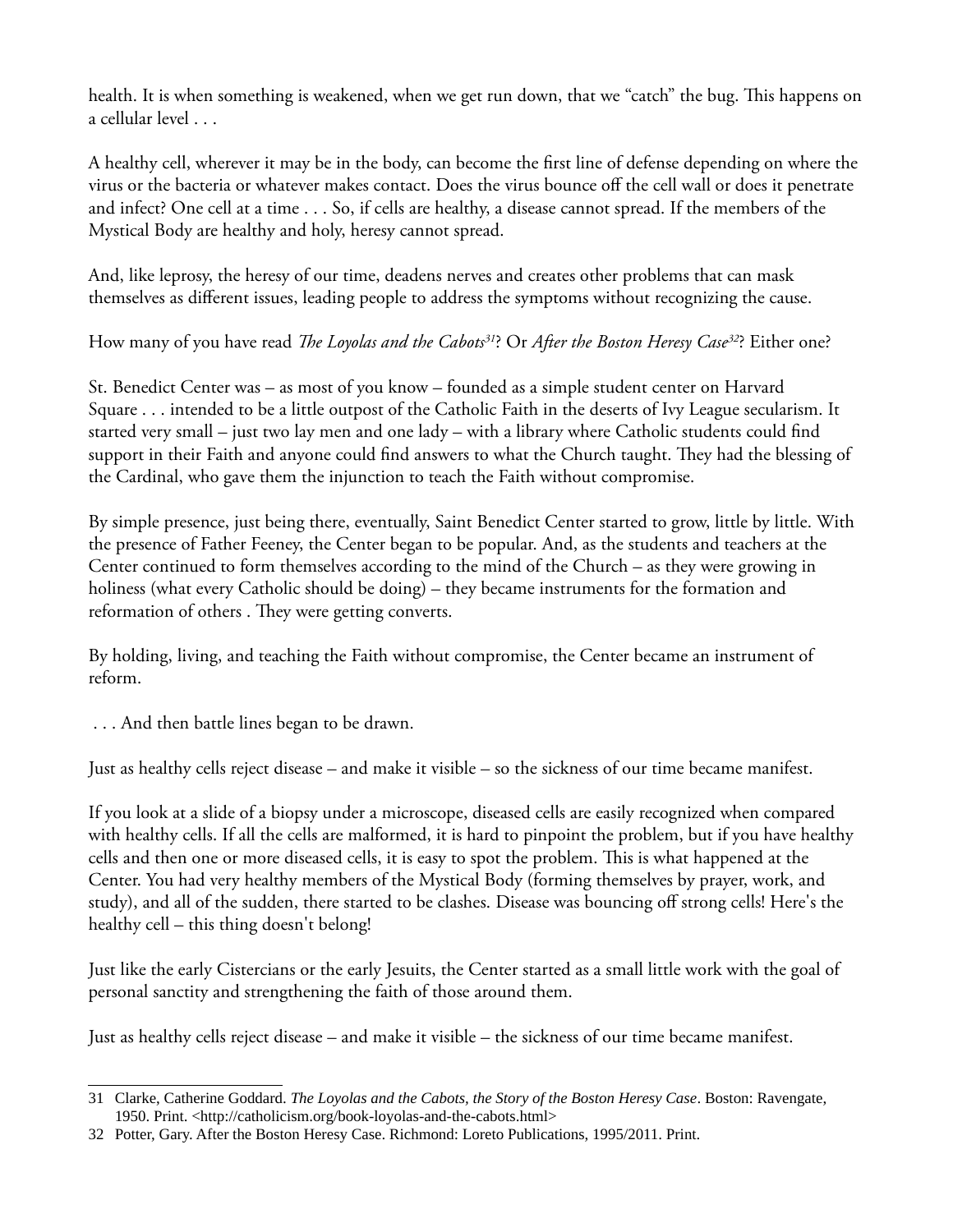health. It is when something is weakened, when we get run down, that we "catch" the bug. This happens on a cellular level . . .

A healthy cell, wherever it may be in the body, can become the first line of defense depending on where the virus or the bacteria or whatever makes contact. Does the virus bounce off the cell wall or does it penetrate and infect? One cell at a time . . . So, if cells are healthy, a disease cannot spread. If the members of the Mystical Body are healthy and holy, heresy cannot spread.

And, like leprosy, the heresy of our time, deadens nerves and creates other problems that can mask themselves as different issues, leading people to address the symptoms without recognizing the cause.

How many of you have read *The Loyolas and the Cabots*[31]? Or *After the Boston Heresy Case*[32]? Either one?

St. Benedict Center was – as most of you know – founded as a simple student center on Harvard Square . . . intended to be a little outpost of the Catholic Faith in the deserts of Ivy League secularism. It started very small – just two lay men and one lady – with a library where Catholic students could find support in their Faith and anyone could find answers to what the Church taught. They had the blessing of the Cardinal, who gave them the injunction to teach the Faith without compromise.

By simple presence, just being there, eventually, Saint Benedict Center started to grow, little by little. With the presence of Father Feeney, the Center began to be popular. And, as the students and teachers at the Center continued to form themselves according to the mind of the Church – as they were growing in holiness (what every Catholic should be doing) – they became instruments for the formation and reformation of others . They were getting converts.

By holding, living, and teaching the Faith without compromise, the Center became an instrument of reform.

. . . And then battle lines began to be drawn.

Just as healthy cells reject disease – and make it visible – so the sickness of our time became manifest.

If you look at a slide of a biopsy under a microscope, diseased cells are easily recognized when compared with healthy cells. If all the cells are malformed, it is hard to pinpoint the problem, but if you have healthy cells and then one or more diseased cells, it is easy to spot the problem. This is what happened at the Center. You had very healthy members of the Mystical Body (forming themselves by prayer, work, and study), and all of the sudden, there started to be clashes. Disease was bouncing off strong cells! Here's the healthy cell – this thing doesn't belong!

Just like the early Cistercians or the early Jesuits, the Center started as a small little work with the goal of personal sanctity and strengthening the faith of those around them.

Just as healthy cells reject disease – and make it visible – the sickness of our time became manifest.

---

31 Clarke, Catherine Goddard. *The Loyolas and the Cabots, the Story of the Boston Heresy Case*. Boston: Ravengate, 1950. Print. <http://catholicism.org/book-loyolas-and-the-cabots.html>

32 Potter, Gary. After the Boston Heresy Case. Richmond: Loreto Publications, 1995/2011. Print.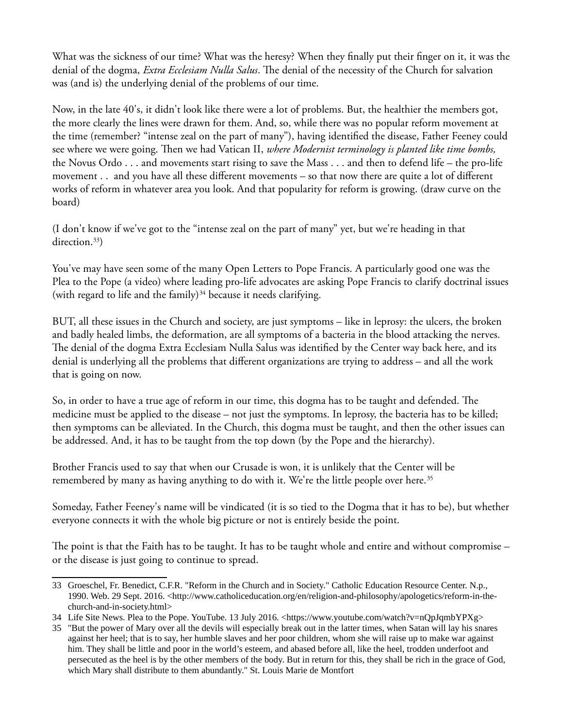What was the sickness of our time? What was the heresy? When they finally put their finger on it, it was the denial of the dogma, *Extra Ecclesiam Nulla Salus*. The denial of the necessity of the Church for salvation was (and is) the underlying denial of the problems of our time.

Now, in the late 40's, it didn't look like there were a lot of problems. But, the healthier the members got, the more clearly the lines were drawn for them. And, so, while there was no popular reform movement at the time (remember? "intense zeal on the part of many"), having identified the disease, Father Feeney could see where we were going. Then we had Vatican II, *where Modernist terminology is planted like time bombs,* the Novus Ordo . . . and movements start rising to save the Mass . . . and then to defend life – the pro-life movement . .  and you have all these different movements – so that now there are quite a lot of different works of reform in whatever area you look. And that popularity for reform is growing. (draw curve on the board)

(I don't know if we've got to the "intense zeal on the part of many" yet, but we're heading in that direction.[33])

You've may have seen some of the many Open Letters to Pope Francis. A particularly good one was the Plea to the Pope (a video) where leading pro-life advocates are asking Pope Francis to clarify doctrinal issues (with regard to life and the family)[34] because it needs clarifying.

BUT, all these issues in the Church and society, are just symptoms – like in leprosy: the ulcers, the broken and badly healed limbs, the deformation, are all symptoms of a bacteria in the blood attacking the nerves. The denial of the dogma Extra Ecclesiam Nulla Salus was identified by the Center way back here, and its denial is underlying all the problems that different organizations are trying to address – and all the work that is going on now.

So, in order to have a true age of reform in our time, this dogma has to be taught and defended. The medicine must be applied to the disease – not just the symptoms. In leprosy, the bacteria has to be killed; then symptoms can be alleviated. In the Church, this dogma must be taught, and then the other issues can be addressed. And, it has to be taught from the top down (by the Pope and the hierarchy).

Brother Francis used to say that when our Crusade is won, it is unlikely that the Center will be remembered by many as having anything to do with it. We're the little people over here.[35]

Someday, Father Feeney's name will be vindicated (it is so tied to the Dogma that it has to be), but whether everyone connects it with the whole big picture or not is entirely beside the point.

The point is that the Faith has to be taught. It has to be taught whole and entire and without compromise – or the disease is just going to continue to spread.

---

33 Groeschel, Fr. Benedict, C.F.R. "Reform in the Church and in Society." Catholic Education Resource Center. N.p., 1990. Web. 29 Sept. 2016. <http://www.catholiceducation.org/en/religion-and-philosophy/apologetics/reform-in-the-church-and-in-society.html>

34 Life Site News. Plea to the Pope. YouTube. 13 July 2016. <https://www.youtube.com/watch?v=nQpJqmbYPXg>

35 "But the power of Mary over all the devils will especially break out in the latter times, when Satan will lay his snares against her heel; that is to say, her humble slaves and her poor children, whom she will raise up to make war against him. They shall be little and poor in the world's esteem, and abased before all, like the heel, trodden underfoot and persecuted as the heel is by the other members of the body. But in return for this, they shall be rich in the grace of God, which Mary shall distribute to them abundantly." St. Louis Marie de Montfort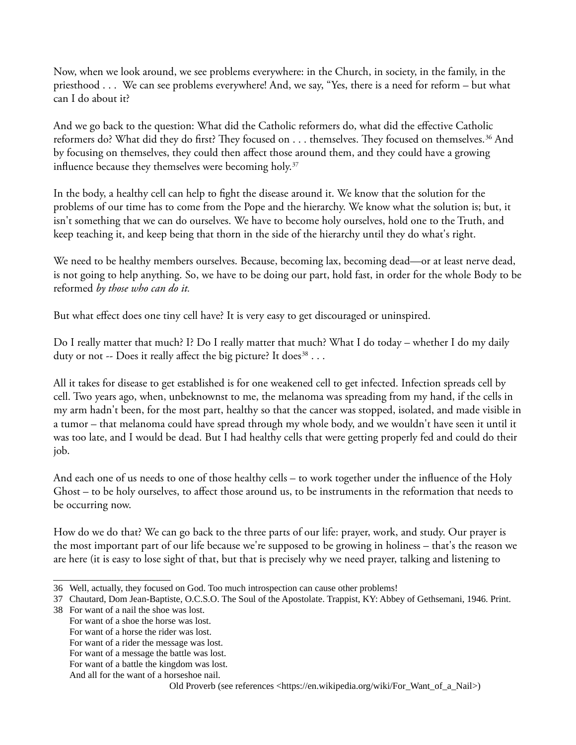Now, when we look around, we see problems everywhere: in the Church, in society, in the family, in the priesthood . . . We can see problems everywhere! And, we say, "Yes, there is a need for reform – but what can I do about it?

And we go back to the question: What did the Catholic reformers do, what did the effective Catholic reformers do? What did they do first? They focused on . . . themselves. They focused on themselves.[36] And by focusing on themselves, they could then affect those around them, and they could have a growing influence because they themselves were becoming holy.[37]

In the body, a healthy cell can help to fight the disease around it. We know that the solution for the problems of our time has to come from the Pope and the hierarchy. We know what the solution is; but, it isn't something that we can do ourselves. We have to become holy ourselves, hold one to the Truth, and keep teaching it, and keep being that thorn in the side of the hierarchy until they do what's right.

We need to be healthy members ourselves. Because, becoming lax, becoming dead—or at least nerve dead, is not going to help anything. So, we have to be doing our part, hold fast, in order for the whole Body to be reformed *by those who can do it.*

But what effect does one tiny cell have? It is very easy to get discouraged or uninspired.

Do I really matter that much? I? Do I really matter that much? What I do today – whether I do my daily duty or not -- Does it really affect the big picture? It does[38] . . .

All it takes for disease to get established is for one weakened cell to get infected. Infection spreads cell by cell. Two years ago, when, unbeknownst to me, the melanoma was spreading from my hand, if the cells in my arm hadn't been, for the most part, healthy so that the cancer was stopped, isolated, and made visible in a tumor – that melanoma could have spread through my whole body, and we wouldn't have seen it until it was too late, and I would be dead. But I had healthy cells that were getting properly fed and could do their job.

And each one of us needs to one of those healthy cells – to work together under the influence of the Holy Ghost – to be holy ourselves, to affect those around us, to be instruments in the reformation that needs to be occurring now.

How do we do that? We can go back to the three parts of our life: prayer, work, and study. Our prayer is the most important part of our life because we're supposed to be growing in holiness – that's the reason we are here (it is easy to lose sight of that, but that is precisely why we need prayer, talking and listening to

---

36 Well, actually, they focused on God. Too much introspection can cause other problems!

37 Chautard, Dom Jean-Baptiste, O.C.S.O. The Soul of the Apostolate. Trappist, KY: Abbey of Gethsemani, 1946. Print.

38 For want of a nail the shoe was lost.
For want of a shoe the horse was lost.
For want of a horse the rider was lost.
For want of a rider the message was lost.
For want of a message the battle was lost.
For want of a battle the kingdom was lost.
And all for the want of a horseshoe nail.
Old Proverb (see references <https://en.wikipedia.org/wiki/For_Want_of_a_Nail>)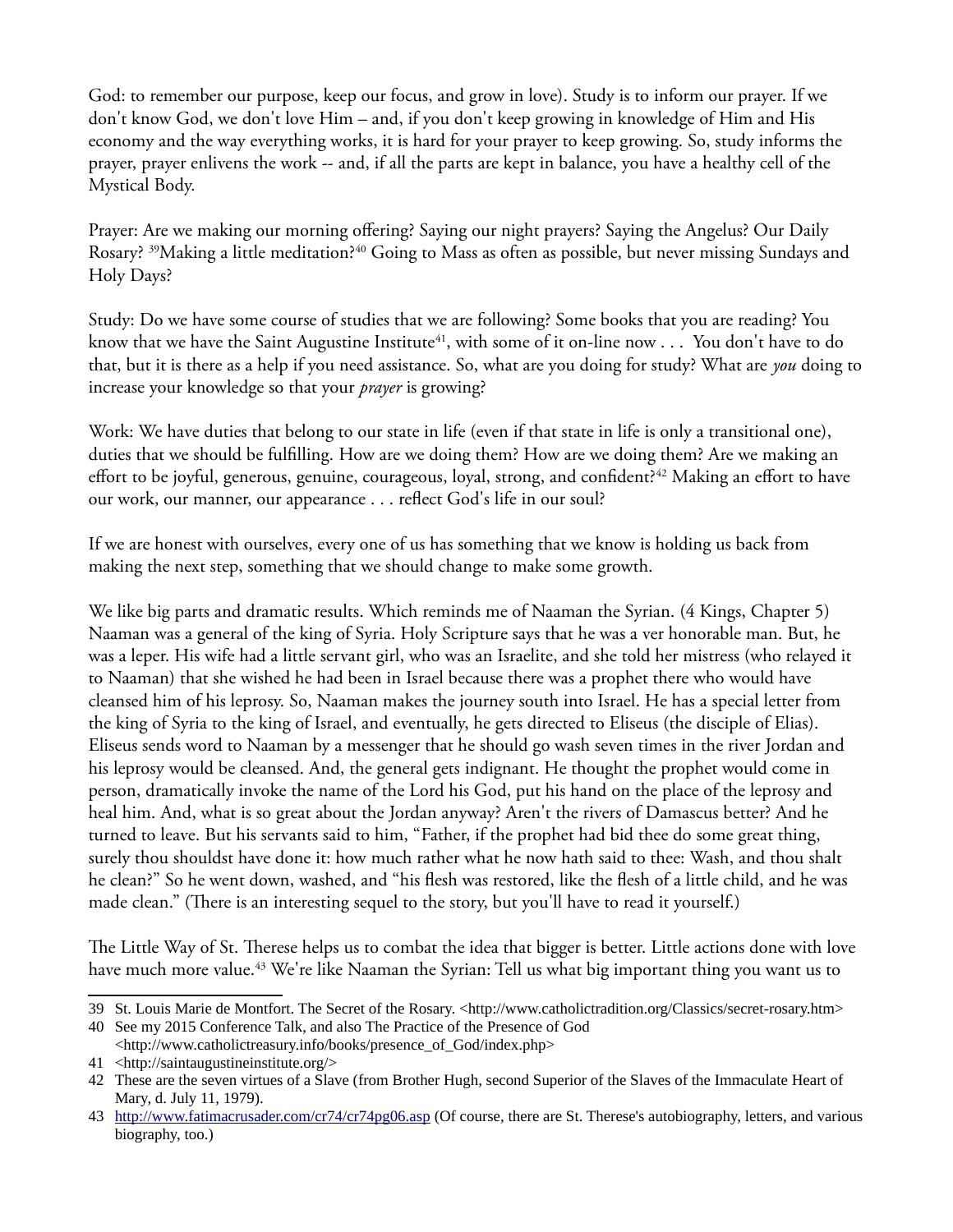God: to remember our purpose, keep our focus, and grow in love). Study is to inform our prayer. If we don't know God, we don't love Him – and, if you don't keep growing in knowledge of Him and His economy and the way everything works, it is hard for your prayer to keep growing. So, study informs the prayer, prayer enlivens the work -- and, if all the parts are kept in balance, you have a healthy cell of the Mystical Body.

Prayer: Are we making our morning offering? Saying our night prayers? Saying the Angelus? Our Daily Rosary? [39]Making a little meditation?[40] Going to Mass as often as possible, but never missing Sundays and Holy Days?

Study: Do we have some course of studies that we are following? Some books that you are reading? You know that we have the Saint Augustine Institute[41], with some of it on-line now . . . You don't have to do that, but it is there as a help if you need assistance. So, what are you doing for study? What are *you* doing to increase your knowledge so that your *prayer* is growing?

Work: We have duties that belong to our state in life (even if that state in life is only a transitional one), duties that we should be fulfilling. How are we doing them? How are we doing them? Are we making an effort to be joyful, generous, genuine, courageous, loyal, strong, and confident?[42] Making an effort to have our work, our manner, our appearance . . . reflect God's life in our soul?

If we are honest with ourselves, every one of us has something that we know is holding us back from making the next step, something that we should change to make some growth.

We like big parts and dramatic results. Which reminds me of Naaman the Syrian. (4 Kings, Chapter 5) Naaman was a general of the king of Syria. Holy Scripture says that he was a ver honorable man. But, he was a leper. His wife had a little servant girl, who was an Israelite, and she told her mistress (who relayed it to Naaman) that she wished he had been in Israel because there was a prophet there who would have cleansed him of his leprosy. So, Naaman makes the journey south into Israel. He has a special letter from the king of Syria to the king of Israel, and eventually, he gets directed to Eliseus (the disciple of Elias). Eliseus sends word to Naaman by a messenger that he should go wash seven times in the river Jordan and his leprosy would be cleansed. And, the general gets indignant. He thought the prophet would come in person, dramatically invoke the name of the Lord his God, put his hand on the place of the leprosy and heal him. And, what is so great about the Jordan anyway? Aren't the rivers of Damascus better? And he turned to leave. But his servants said to him, "Father, if the prophet had bid thee do some great thing, surely thou shouldst have done it: how much rather what he now hath said to thee: Wash, and thou shalt he clean?" So he went down, washed, and "his flesh was restored, like the flesh of a little child, and he was made clean." (There is an interesting sequel to the story, but you'll have to read it yourself.)

The Little Way of St. Therese helps us to combat the idea that bigger is better. Little actions done with love have much more value.[43] We're like Naaman the Syrian: Tell us what big important thing you want us to

---

39 St. Louis Marie de Montfort. The Secret of the Rosary. <http://www.catholictradition.org/Classics/secret-rosary.htm>

40 See my 2015 Conference Talk, and also The Practice of the Presence of God <http://www.catholictreasury.info/books/presence_of_God/index.php>

41 <http://saintaugustineinstitute.org/>

42 These are the seven virtues of a Slave (from Brother Hugh, second Superior of the Slaves of the Immaculate Heart of Mary, d. July 11, 1979).

43 http://www.fatimacrusader.com/cr74/cr74pg06.asp (Of course, there are St. Therese's autobiography, letters, and various biography, too.)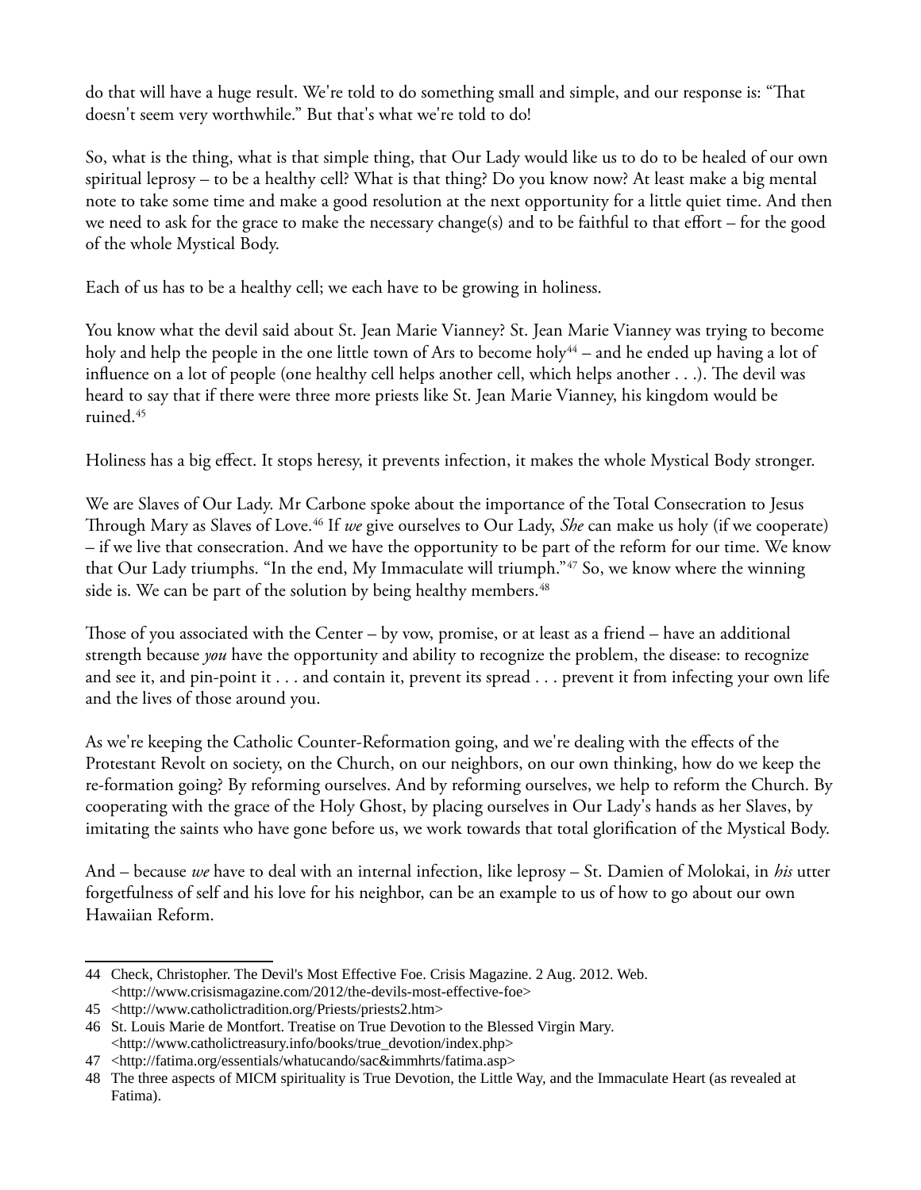do that will have a huge result. We're told to do something small and simple, and our response is: "That doesn't seem very worthwhile." But that's what we're told to do!

So, what is the thing, what is that simple thing, that Our Lady would like us to do to be healed of our own spiritual leprosy – to be a healthy cell? What is that thing? Do you know now? At least make a big mental note to take some time and make a good resolution at the next opportunity for a little quiet time. And then we need to ask for the grace to make the necessary change(s) and to be faithful to that effort – for the good of the whole Mystical Body.

Each of us has to be a healthy cell; we each have to be growing in holiness.

You know what the devil said about St. Jean Marie Vianney? St. Jean Marie Vianney was trying to become holy and help the people in the one little town of Ars to become holy[44] – and he ended up having a lot of influence on a lot of people (one healthy cell helps another cell, which helps another . . .). The devil was heard to say that if there were three more priests like St. Jean Marie Vianney, his kingdom would be ruined.[45]

Holiness has a big effect. It stops heresy, it prevents infection, it makes the whole Mystical Body stronger.

We are Slaves of Our Lady. Mr Carbone spoke about the importance of the Total Consecration to Jesus Through Mary as Slaves of Love.[46] If *we* give ourselves to Our Lady, *She* can make us holy (if we cooperate) – if we live that consecration. And we have the opportunity to be part of the reform for our time. We know that Our Lady triumphs. "In the end, My Immaculate will triumph."[47] So, we know where the winning side is. We can be part of the solution by being healthy members.[48]

Those of you associated with the Center – by vow, promise, or at least as a friend – have an additional strength because *you* have the opportunity and ability to recognize the problem, the disease: to recognize and see it, and pin-point it . . . and contain it, prevent its spread . . . prevent it from infecting your own life and the lives of those around you.

As we're keeping the Catholic Counter-Reformation going, and we're dealing with the effects of the Protestant Revolt on society, on the Church, on our neighbors, on our own thinking, how do we keep the re-formation going? By reforming ourselves. And by reforming ourselves, we help to reform the Church. By cooperating with the grace of the Holy Ghost, by placing ourselves in Our Lady's hands as her Slaves, by imitating the saints who have gone before us, we work towards that total glorification of the Mystical Body.

And – because *we* have to deal with an internal infection, like leprosy – St. Damien of Molokai, in *his* utter forgetfulness of self and his love for his neighbor, can be an example to us of how to go about our own Hawaiian Reform.

---

44 Check, Christopher. The Devil's Most Effective Foe. Crisis Magazine. 2 Aug. 2012. Web. <http://www.crisismagazine.com/2012/the-devils-most-effective-foe>

45 <http://www.catholictradition.org/Priests/priests2.htm>

46 St. Louis Marie de Montfort. Treatise on True Devotion to the Blessed Virgin Mary. <http://www.catholictreasury.info/books/true_devotion/index.php>

47 <http://fatima.org/essentials/whatucando/sac&immhrts/fatima.asp>

48 The three aspects of MICM spirituality is True Devotion, the Little Way, and the Immaculate Heart (as revealed at Fatima).